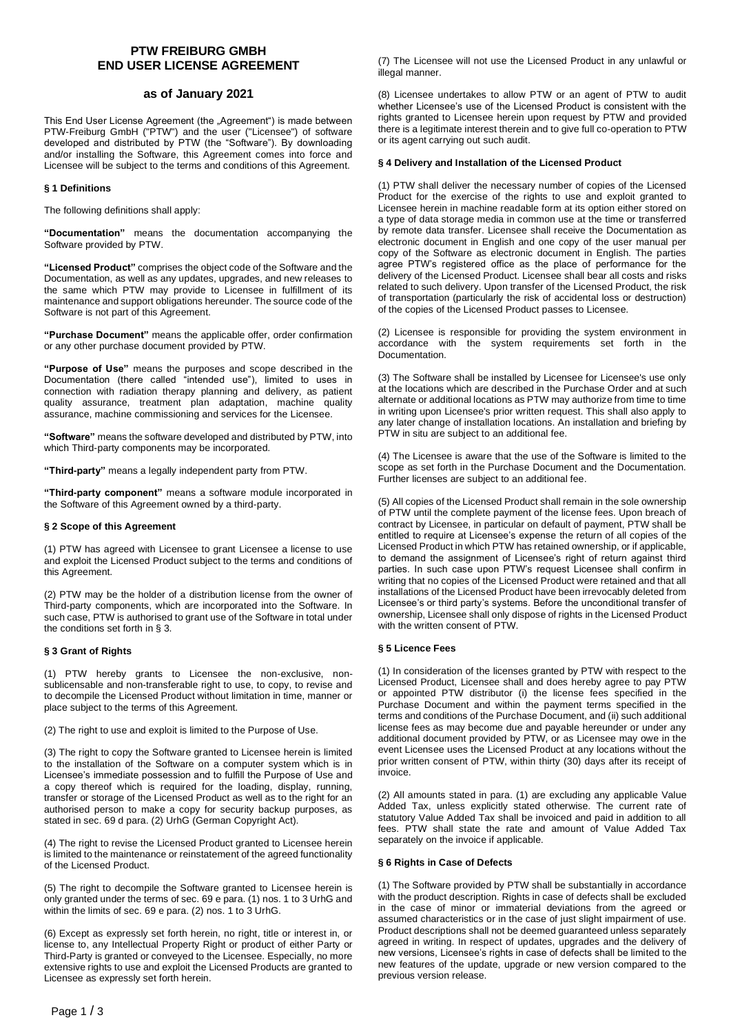# PTW FREIBURG GMBH
# END USER LICENSE AGREEMENT

## as of January 2021

This End User License Agreement (the „Agreement") is made between PTW-Freiburg GmbH ("PTW") and the user ("Licensee") of software developed and distributed by PTW (the "Software"). By downloading and/or installing the Software, this Agreement comes into force and Licensee will be subject to the terms and conditions of this Agreement.

### § 1 Definitions

The following definitions shall apply:

**"Documentation"** means the documentation accompanying the Software provided by PTW.

**"Licensed Product"** comprises the object code of the Software and the Documentation, as well as any updates, upgrades, and new releases to the same which PTW may provide to Licensee in fulfillment of its maintenance and support obligations hereunder. The source code of the Software is not part of this Agreement.

**"Purchase Document"** means the applicable offer, order confirmation or any other purchase document provided by PTW.

**"Purpose of Use"** means the purposes and scope described in the Documentation (there called "intended use"), limited to uses in connection with radiation therapy planning and delivery, as patient quality assurance, treatment plan adaptation, machine quality assurance, machine commissioning and services for the Licensee.

**"Software"** means the software developed and distributed by PTW, into which Third-party components may be incorporated.

**"Third-party"** means a legally independent party from PTW.

**"Third-party component"** means a software module incorporated in the Software of this Agreement owned by a third-party.

### § 2 Scope of this Agreement

(1) PTW has agreed with Licensee to grant Licensee a license to use and exploit the Licensed Product subject to the terms and conditions of this Agreement.

(2) PTW may be the holder of a distribution license from the owner of Third-party components, which are incorporated into the Software. In such case, PTW is authorised to grant use of the Software in total under the conditions set forth in § 3.

### § 3 Grant of Rights

(1) PTW hereby grants to Licensee the non-exclusive, non-sublicensable and non-transferable right to use, to copy, to revise and to decompile the Licensed Product without limitation in time, manner or place subject to the terms of this Agreement.

(2) The right to use and exploit is limited to the Purpose of Use.

(3) The right to copy the Software granted to Licensee herein is limited to the installation of the Software on a computer system which is in Licensee's immediate possession and to fulfill the Purpose of Use and a copy thereof which is required for the loading, display, running, transfer or storage of the Licensed Product as well as to the right for an authorised person to make a copy for security backup purposes, as stated in sec. 69 d para. (2) UrhG (German Copyright Act).

(4) The right to revise the Licensed Product granted to Licensee herein is limited to the maintenance or reinstatement of the agreed functionality of the Licensed Product.

(5) The right to decompile the Software granted to Licensee herein is only granted under the terms of sec. 69 e para. (1) nos. 1 to 3 UrhG and within the limits of sec. 69 e para. (2) nos. 1 to 3 UrhG.

(6) Except as expressly set forth herein, no right, title or interest in, or license to, any Intellectual Property Right or product of either Party or Third-Party is granted or conveyed to the Licensee. Especially, no more extensive rights to use and exploit the Licensed Products are granted to Licensee as expressly set forth herein.

(7) The Licensee will not use the Licensed Product in any unlawful or illegal manner.

(8) Licensee undertakes to allow PTW or an agent of PTW to audit whether Licensee's use of the Licensed Product is consistent with the rights granted to Licensee herein upon request by PTW and provided there is a legitimate interest therein and to give full co-operation to PTW or its agent carrying out such audit.

### § 4 Delivery and Installation of the Licensed Product

(1) PTW shall deliver the necessary number of copies of the Licensed Product for the exercise of the rights to use and exploit granted to Licensee herein in machine readable form at its option either stored on a type of data storage media in common use at the time or transferred by remote data transfer. Licensee shall receive the Documentation as electronic document in English and one copy of the user manual per copy of the Software as electronic document in English. The parties agree PTW's registered office as the place of performance for the delivery of the Licensed Product. Licensee shall bear all costs and risks related to such delivery. Upon transfer of the Licensed Product, the risk of transportation (particularly the risk of accidental loss or destruction) of the copies of the Licensed Product passes to Licensee.

(2) Licensee is responsible for providing the system environment in accordance with the system requirements set forth in the Documentation.

(3) The Software shall be installed by Licensee for Licensee's use only at the locations which are described in the Purchase Order and at such alternate or additional locations as PTW may authorize from time to time in writing upon Licensee's prior written request. This shall also apply to any later change of installation locations. An installation and briefing by PTW in situ are subject to an additional fee.

(4) The Licensee is aware that the use of the Software is limited to the scope as set forth in the Purchase Document and the Documentation. Further licenses are subject to an additional fee.

(5) All copies of the Licensed Product shall remain in the sole ownership of PTW until the complete payment of the license fees. Upon breach of contract by Licensee, in particular on default of payment, PTW shall be entitled to require at Licensee's expense the return of all copies of the Licensed Product in which PTW has retained ownership, or if applicable, to demand the assignment of Licensee's right of return against third parties. In such case upon PTW's request Licensee shall confirm in writing that no copies of the Licensed Product were retained and that all installations of the Licensed Product have been irrevocably deleted from Licensee's or third party's systems. Before the unconditional transfer of ownership, Licensee shall only dispose of rights in the Licensed Product with the written consent of PTW.

### § 5 Licence Fees

(1) In consideration of the licenses granted by PTW with respect to the Licensed Product, Licensee shall and does hereby agree to pay PTW or appointed PTW distributor (i) the license fees specified in the Purchase Document and within the payment terms specified in the terms and conditions of the Purchase Document, and (ii) such additional license fees as may become due and payable hereunder or under any additional document provided by PTW, or as Licensee may owe in the event Licensee uses the Licensed Product at any locations without the prior written consent of PTW, within thirty (30) days after its receipt of invoice.

(2) All amounts stated in para. (1) are excluding any applicable Value Added Tax, unless explicitly stated otherwise. The current rate of statutory Value Added Tax shall be invoiced and paid in addition to all fees. PTW shall state the rate and amount of Value Added Tax separately on the invoice if applicable.

### § 6 Rights in Case of Defects

(1) The Software provided by PTW shall be substantially in accordance with the product description. Rights in case of defects shall be excluded in the case of minor or immaterial deviations from the agreed or assumed characteristics or in the case of just slight impairment of use. Product descriptions shall not be deemed guaranteed unless separately agreed in writing. In respect of updates, upgrades and the delivery of new versions, Licensee's rights in case of defects shall be limited to the new features of the update, upgrade or new version compared to the previous version release.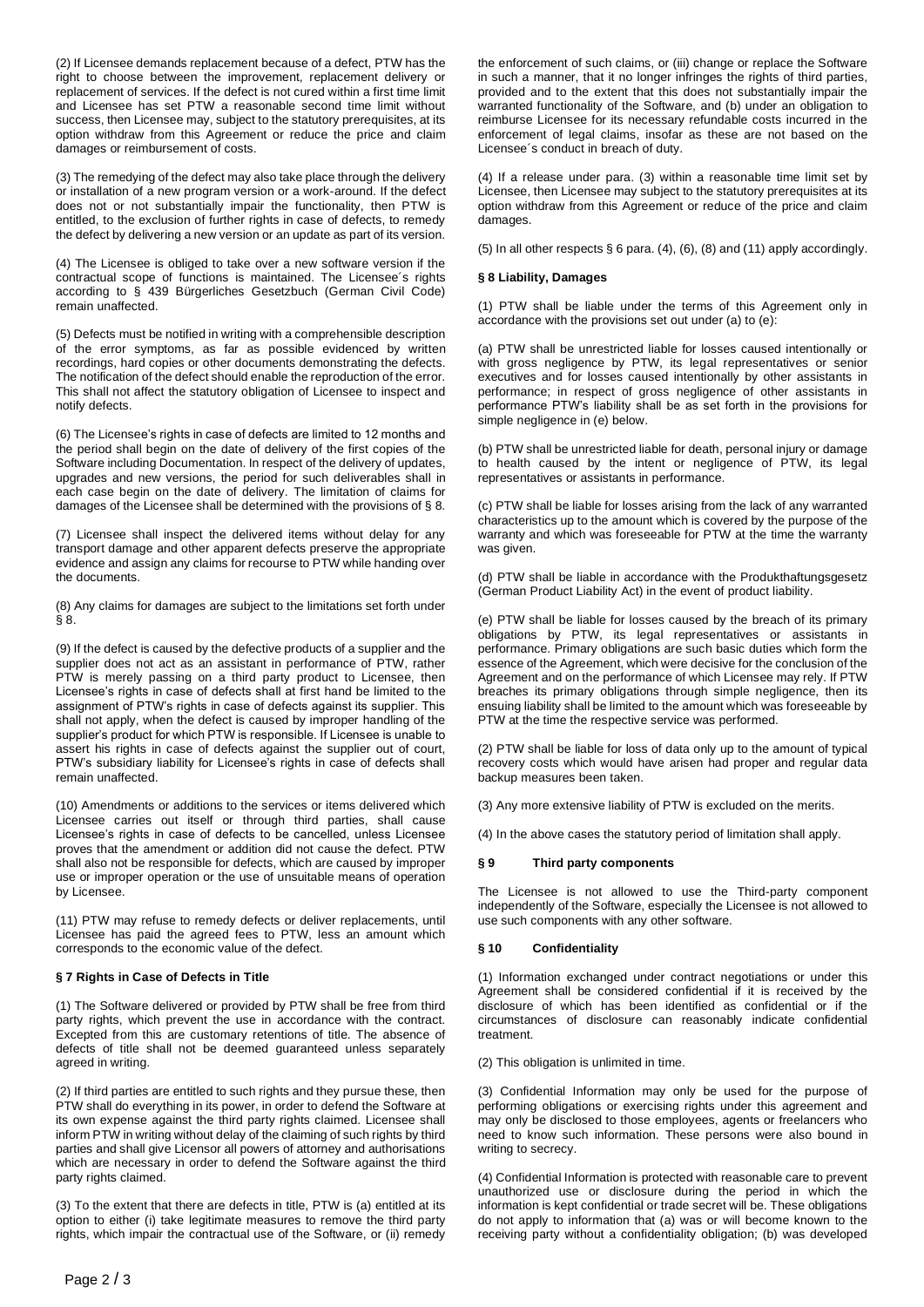(2) If Licensee demands replacement because of a defect, PTW has the right to choose between the improvement, replacement delivery or replacement of services. If the defect is not cured within a first time limit and Licensee has set PTW a reasonable second time limit without success, then Licensee may, subject to the statutory prerequisites, at its option withdraw from this Agreement or reduce the price and claim damages or reimbursement of costs.

(3) The remedying of the defect may also take place through the delivery or installation of a new program version or a work-around. If the defect does not or not substantially impair the functionality, then PTW is entitled, to the exclusion of further rights in case of defects, to remedy the defect by delivering a new version or an update as part of its version.

(4) The Licensee is obliged to take over a new software version if the contractual scope of functions is maintained. The Licensee´s rights according to § 439 Bürgerliches Gesetzbuch (German Civil Code) remain unaffected.

(5) Defects must be notified in writing with a comprehensible description of the error symptoms, as far as possible evidenced by written recordings, hard copies or other documents demonstrating the defects. The notification of the defect should enable the reproduction of the error. This shall not affect the statutory obligation of Licensee to inspect and notify defects.

(6) The Licensee's rights in case of defects are limited to 12 months and the period shall begin on the date of delivery of the first copies of the Software including Documentation. In respect of the delivery of updates, upgrades and new versions, the period for such deliverables shall in each case begin on the date of delivery. The limitation of claims for damages of the Licensee shall be determined with the provisions of § 8.

(7) Licensee shall inspect the delivered items without delay for any transport damage and other apparent defects preserve the appropriate evidence and assign any claims for recourse to PTW while handing over the documents.

(8) Any claims for damages are subject to the limitations set forth under § 8.

(9) If the defect is caused by the defective products of a supplier and the supplier does not act as an assistant in performance of PTW, rather PTW is merely passing on a third party product to Licensee, then Licensee's rights in case of defects shall at first hand be limited to the assignment of PTW's rights in case of defects against its supplier. This shall not apply, when the defect is caused by improper handling of the supplier's product for which PTW is responsible. If Licensee is unable to assert his rights in case of defects against the supplier out of court, PTW's subsidiary liability for Licensee's rights in case of defects shall remain unaffected.

(10) Amendments or additions to the services or items delivered which Licensee carries out itself or through third parties, shall cause Licensee's rights in case of defects to be cancelled, unless Licensee proves that the amendment or addition did not cause the defect. PTW shall also not be responsible for defects, which are caused by improper use or improper operation or the use of unsuitable means of operation by Licensee.

(11) PTW may refuse to remedy defects or deliver replacements, until Licensee has paid the agreed fees to PTW, less an amount which corresponds to the economic value of the defect.

### § 7 Rights in Case of Defects in Title

(1) The Software delivered or provided by PTW shall be free from third party rights, which prevent the use in accordance with the contract. Excepted from this are customary retentions of title. The absence of defects of title shall not be deemed guaranteed unless separately agreed in writing.

(2) If third parties are entitled to such rights and they pursue these, then PTW shall do everything in its power, in order to defend the Software at its own expense against the third party rights claimed. Licensee shall inform PTW in writing without delay of the claiming of such rights by third parties and shall give Licensor all powers of attorney and authorisations which are necessary in order to defend the Software against the third party rights claimed.

(3) To the extent that there are defects in title, PTW is (a) entitled at its option to either (i) take legitimate measures to remove the third party rights, which impair the contractual use of the Software, or (ii) remedy the enforcement of such claims, or (iii) change or replace the Software in such a manner, that it no longer infringes the rights of third parties, provided and to the extent that this does not substantially impair the warranted functionality of the Software, and (b) under an obligation to reimburse Licensee for its necessary refundable costs incurred in the enforcement of legal claims, insofar as these are not based on the Licensee´s conduct in breach of duty.

(4) If a release under para. (3) within a reasonable time limit set by Licensee, then Licensee may subject to the statutory prerequisites at its option withdraw from this Agreement or reduce of the price and claim damages.

(5) In all other respects § 6 para. (4), (6), (8) and (11) apply accordingly.

### § 8 Liability, Damages

(1) PTW shall be liable under the terms of this Agreement only in accordance with the provisions set out under (a) to (e):

(a) PTW shall be unrestricted liable for losses caused intentionally or with gross negligence by PTW, its legal representatives or senior executives and for losses caused intentionally by other assistants in performance; in respect of gross negligence of other assistants in performance PTW's liability shall be as set forth in the provisions for simple negligence in (e) below.

(b) PTW shall be unrestricted liable for death, personal injury or damage to health caused by the intent or negligence of PTW, its legal representatives or assistants in performance.

(c) PTW shall be liable for losses arising from the lack of any warranted characteristics up to the amount which is covered by the purpose of the warranty and which was foreseeable for PTW at the time the warranty was given.

(d) PTW shall be liable in accordance with the Produkthaftungsgesetz (German Product Liability Act) in the event of product liability.

(e) PTW shall be liable for losses caused by the breach of its primary obligations by PTW, its legal representatives or assistants in performance. Primary obligations are such basic duties which form the essence of the Agreement, which were decisive for the conclusion of the Agreement and on the performance of which Licensee may rely. If PTW breaches its primary obligations through simple negligence, then its ensuing liability shall be limited to the amount which was foreseeable by PTW at the time the respective service was performed.

(2) PTW shall be liable for loss of data only up to the amount of typical recovery costs which would have arisen had proper and regular data backup measures been taken.

(3) Any more extensive liability of PTW is excluded on the merits.

(4) In the above cases the statutory period of limitation shall apply.

### § 9 Third party components

The Licensee is not allowed to use the Third-party component independently of the Software, especially the Licensee is not allowed to use such components with any other software.

### § 10 Confidentiality

(1) Information exchanged under contract negotiations or under this Agreement shall be considered confidential if it is received by the disclosure of which has been identified as confidential or if the circumstances of disclosure can reasonably indicate confidential treatment.

(2) This obligation is unlimited in time.

(3) Confidential Information may only be used for the purpose of performing obligations or exercising rights under this agreement and may only be disclosed to those employees, agents or freelancers who need to know such information. These persons were also bound in writing to secrecy.

(4) Confidential Information is protected with reasonable care to prevent unauthorized use or disclosure during the period in which the information is kept confidential or trade secret will be. These obligations do not apply to information that (a) was or will become known to the receiving party without a confidentiality obligation; (b) was developed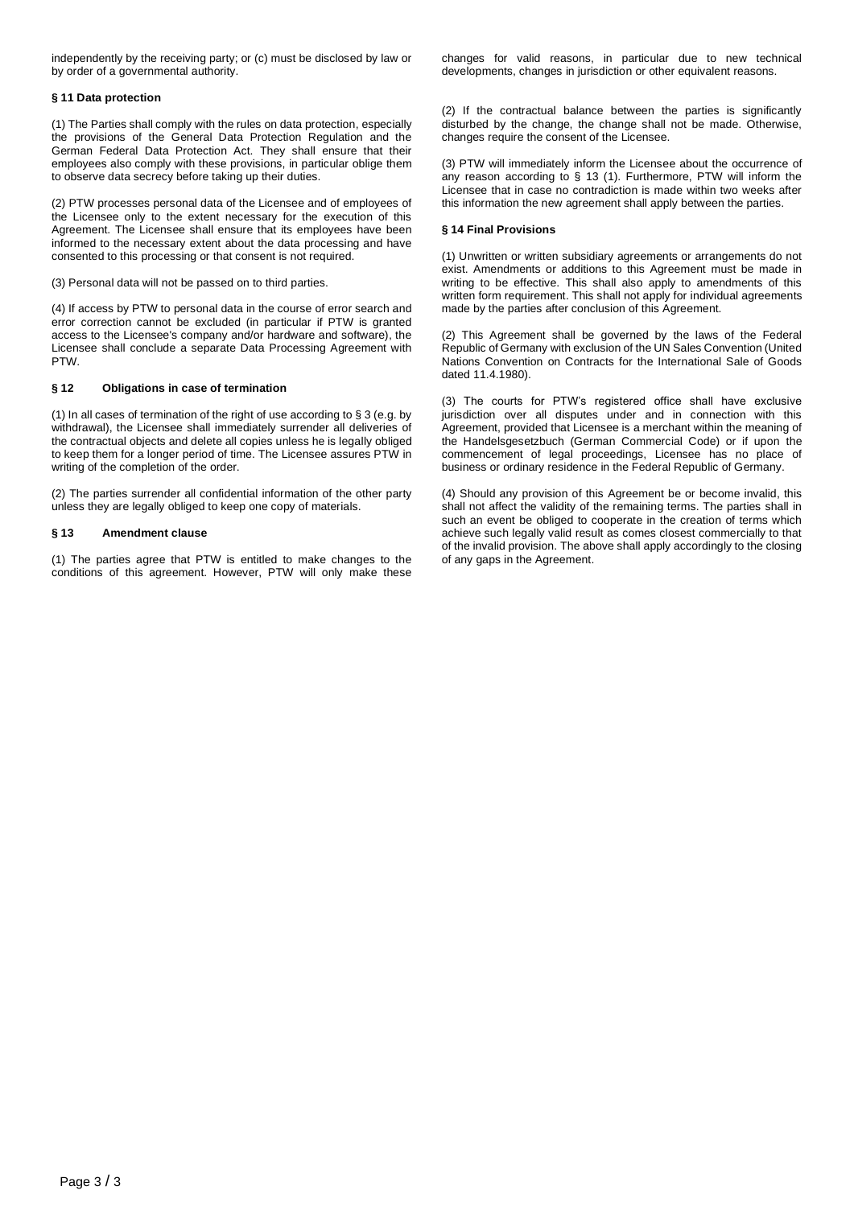independently by the receiving party; or (c) must be disclosed by law or by order of a governmental authority.

### § 11 Data protection

(1) The Parties shall comply with the rules on data protection, especially the provisions of the General Data Protection Regulation and the German Federal Data Protection Act. They shall ensure that their employees also comply with these provisions, in particular oblige them to observe data secrecy before taking up their duties.

(2) PTW processes personal data of the Licensee and of employees of the Licensee only to the extent necessary for the execution of this Agreement. The Licensee shall ensure that its employees have been informed to the necessary extent about the data processing and have consented to this processing or that consent is not required.

(3) Personal data will not be passed on to third parties.

(4) If access by PTW to personal data in the course of error search and error correction cannot be excluded (in particular if PTW is granted access to the Licensee's company and/or hardware and software), the Licensee shall conclude a separate Data Processing Agreement with PTW.

### § 12 Obligations in case of termination

(1) In all cases of termination of the right of use according to § 3 (e.g. by withdrawal), the Licensee shall immediately surrender all deliveries of the contractual objects and delete all copies unless he is legally obliged to keep them for a longer period of time. The Licensee assures PTW in writing of the completion of the order.

(2) The parties surrender all confidential information of the other party unless they are legally obliged to keep one copy of materials.

### § 13 Amendment clause

(1) The parties agree that PTW is entitled to make changes to the conditions of this agreement. However, PTW will only make these changes for valid reasons, in particular due to new technical developments, changes in jurisdiction or other equivalent reasons.

(2) If the contractual balance between the parties is significantly disturbed by the change, the change shall not be made. Otherwise, changes require the consent of the Licensee.

(3) PTW will immediately inform the Licensee about the occurrence of any reason according to § 13 (1). Furthermore, PTW will inform the Licensee that in case no contradiction is made within two weeks after this information the new agreement shall apply between the parties.

### § 14 Final Provisions

(1) Unwritten or written subsidiary agreements or arrangements do not exist. Amendments or additions to this Agreement must be made in writing to be effective. This shall also apply to amendments of this written form requirement. This shall not apply for individual agreements made by the parties after conclusion of this Agreement.

(2) This Agreement shall be governed by the laws of the Federal Republic of Germany with exclusion of the UN Sales Convention (United Nations Convention on Contracts for the International Sale of Goods dated 11.4.1980).

(3) The courts for PTW's registered office shall have exclusive jurisdiction over all disputes under and in connection with this Agreement, provided that Licensee is a merchant within the meaning of the Handelsgesetzbuch (German Commercial Code) or if upon the commencement of legal proceedings, Licensee has no place of business or ordinary residence in the Federal Republic of Germany.

(4) Should any provision of this Agreement be or become invalid, this shall not affect the validity of the remaining terms. The parties shall in such an event be obliged to cooperate in the creation of terms which achieve such legally valid result as comes closest commercially to that of the invalid provision. The above shall apply accordingly to the closing of any gaps in the Agreement.